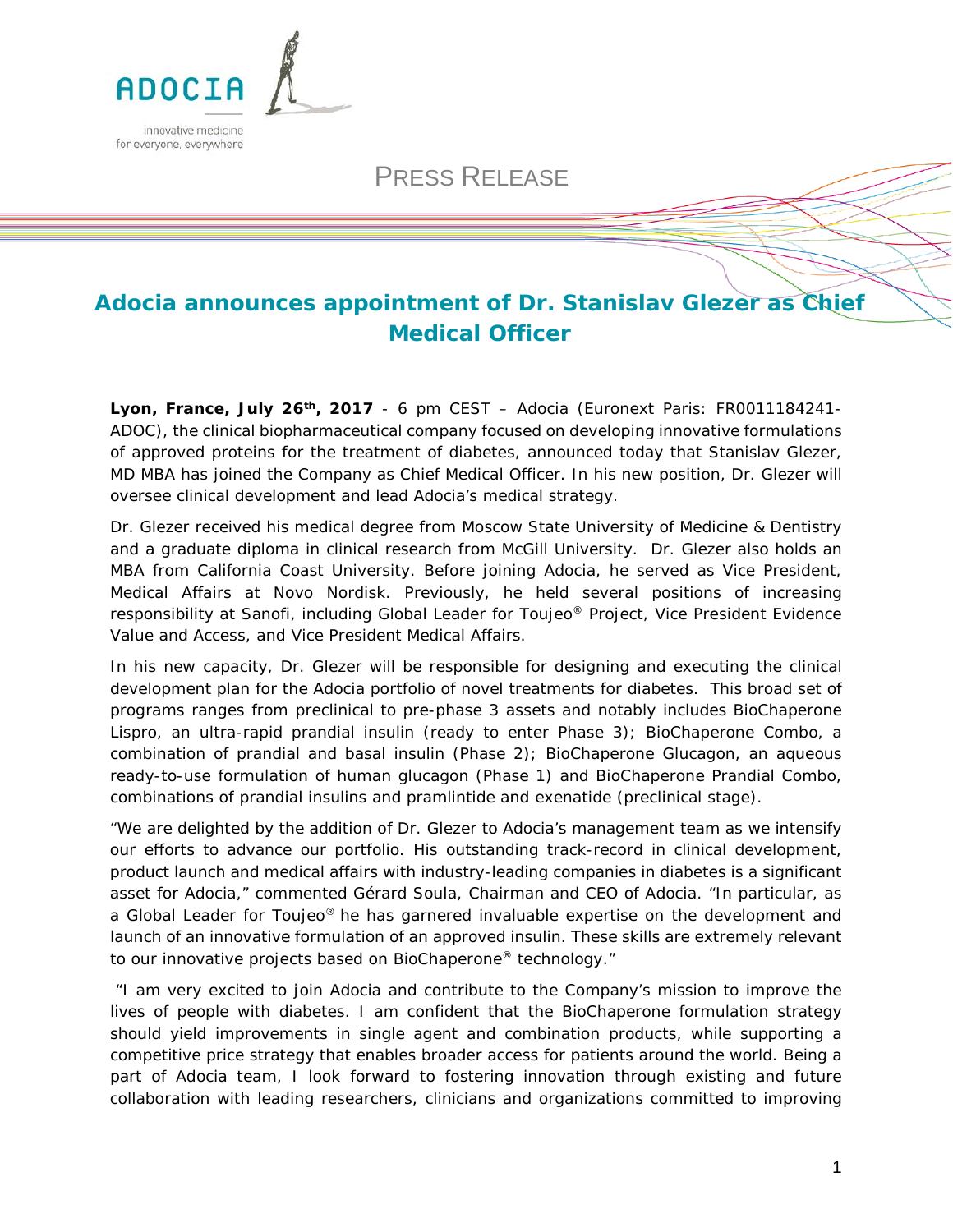ADOCIA

innovative medicine for everyone, everywhere

PRESS RELEASE

# Adocia announces appointment of Dr. Stanislav Glezer as Chief Medical Officer

**Lyon, France, July 26th, 2017** - 6 pm CEST – Adocia (Euronext Paris: FR0011184241-ADOC), the clinical biopharmaceutical company focused on developing innovative formulations of approved proteins for the treatment of diabetes, announced today that Stanislav Glezer, MD MBA has joined the Company as Chief Medical Officer. In his new position, Dr. Glezer will oversee clinical development and lead Adocia's medical strategy.

Dr. Glezer received his medical degree from Moscow State University of Medicine & Dentistry and a graduate diploma in clinical research from McGill University. Dr. Glezer also holds an MBA from California Coast University. Before joining Adocia, he served as Vice President, Medical Affairs at Novo Nordisk. Previously, he held several positions of increasing responsibility at Sanofi, including Global Leader for Toujeo® Project, Vice President Evidence Value and Access, and Vice President Medical Affairs.

In his new capacity, Dr. Glezer will be responsible for designing and executing the clinical development plan for the Adocia portfolio of novel treatments for diabetes. This broad set of programs ranges from preclinical to pre-phase 3 assets and notably includes BioChaperone Lispro, an ultra-rapid prandial insulin (ready to enter Phase 3); BioChaperone Combo, a combination of prandial and basal insulin (Phase 2); BioChaperone Glucagon, an aqueous ready-to-use formulation of human glucagon (Phase 1) and BioChaperone Prandial Combo, combinations of prandial insulins and pramlintide and exenatide (preclinical stage).

"We are delighted by the addition of Dr. Glezer to Adocia's management team as we intensify our efforts to advance our portfolio. His outstanding track-record in clinical development, product launch and medical affairs with industry-leading companies in diabetes is a significant asset for Adocia," commented Gérard Soula, Chairman and CEO of Adocia. "In particular, as a Global Leader for Toujeo® he has garnered invaluable expertise on the development and launch of an innovative formulation of an approved insulin. These skills are extremely relevant to our innovative projects based on BioChaperone® technology."

"I am very excited to join Adocia and contribute to the Company's mission to improve the lives of people with diabetes. I am confident that the BioChaperone formulation strategy should yield improvements in single agent and combination products, while supporting a competitive price strategy that enables broader access for patients around the world. Being a part of Adocia team, I look forward to fostering innovation through existing and future collaboration with leading researchers, clinicians and organizations committed to improving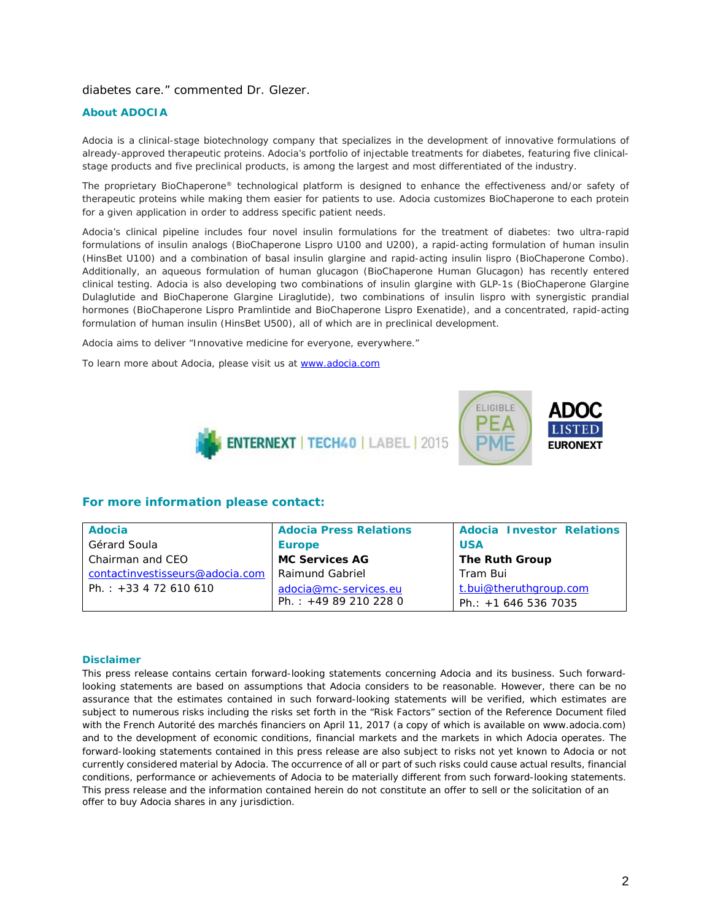diabetes care." commented Dr. Glezer.

## About ADOCIA

Adocia is a clinical-stage biotechnology company that specializes in the development of innovative formulations of already-approved therapeutic proteins. Adocia's portfolio of injectable treatments for diabetes, featuring five clinical-stage products and five preclinical products, is among the largest and most differentiated of the industry.

The proprietary BioChaperone® technological platform is designed to enhance the effectiveness and/or safety of therapeutic proteins while making them easier for patients to use. Adocia customizes BioChaperone to each protein for a given application in order to address specific patient needs.

Adocia's clinical pipeline includes four novel insulin formulations for the treatment of diabetes: two ultra-rapid formulations of insulin analogs (BioChaperone Lispro U100 and U200), a rapid-acting formulation of human insulin (HinsBet U100) and a combination of basal insulin glargine and rapid-acting insulin lispro (BioChaperone Combo). Additionally, an aqueous formulation of human glucagon (BioChaperone Human Glucagon) has recently entered clinical testing. Adocia is also developing two combinations of insulin glargine with GLP-1s (BioChaperone Glargine Dulaglutide and BioChaperone Glargine Liraglutide), two combinations of insulin lispro with synergistic prandial hormones (BioChaperone Lispro Pramlintide and BioChaperone Lispro Exenatide), and a concentrated, rapid-acting formulation of human insulin (HinsBet U500), all of which are in preclinical development.

Adocia aims to deliver "Innovative medicine for everyone, everywhere."

To learn more about Adocia, please visit us at www.adocia.com

ENTERNEXT | TECH40 | LABEL | 2015 — ELIGIBLE PEA PME — ADOC LISTED EURONEXT

## For more information please contact:

| | | |
|---|---|---|
| **Adocia**<br>Gérard Soula<br>Chairman and CEO<br>contactinvestisseurs@adocia.com<br>Ph. : +33 4 72 610 610 | **Adocia Press Relations Europe**<br>**MC Services AG**<br>Raimund Gabriel<br>adocia@mc-services.eu<br>Ph. : +49 89 210 228 0 | **Adocia Investor Relations USA**<br>**The Ruth Group**<br>Tram Bui<br>t.bui@theruthgroup.com<br>Ph.: +1 646 536 7035 |

### Disclaimer

This press release contains certain forward-looking statements concerning Adocia and its business. Such forward-looking statements are based on assumptions that Adocia considers to be reasonable. However, there can be no assurance that the estimates contained in such forward-looking statements will be verified, which estimates are subject to numerous risks including the risks set forth in the "Risk Factors" section of the Reference Document filed with the French Autorité des marchés financiers on April 11, 2017 (a copy of which is available on www.adocia.com) and to the development of economic conditions, financial markets and the markets in which Adocia operates. The forward-looking statements contained in this press release are also subject to risks not yet known to Adocia or not currently considered material by Adocia. The occurrence of all or part of such risks could cause actual results, financial conditions, performance or achievements of Adocia to be materially different from such forward-looking statements. This press release and the information contained herein do not constitute an offer to sell or the solicitation of an offer to buy Adocia shares in any jurisdiction.